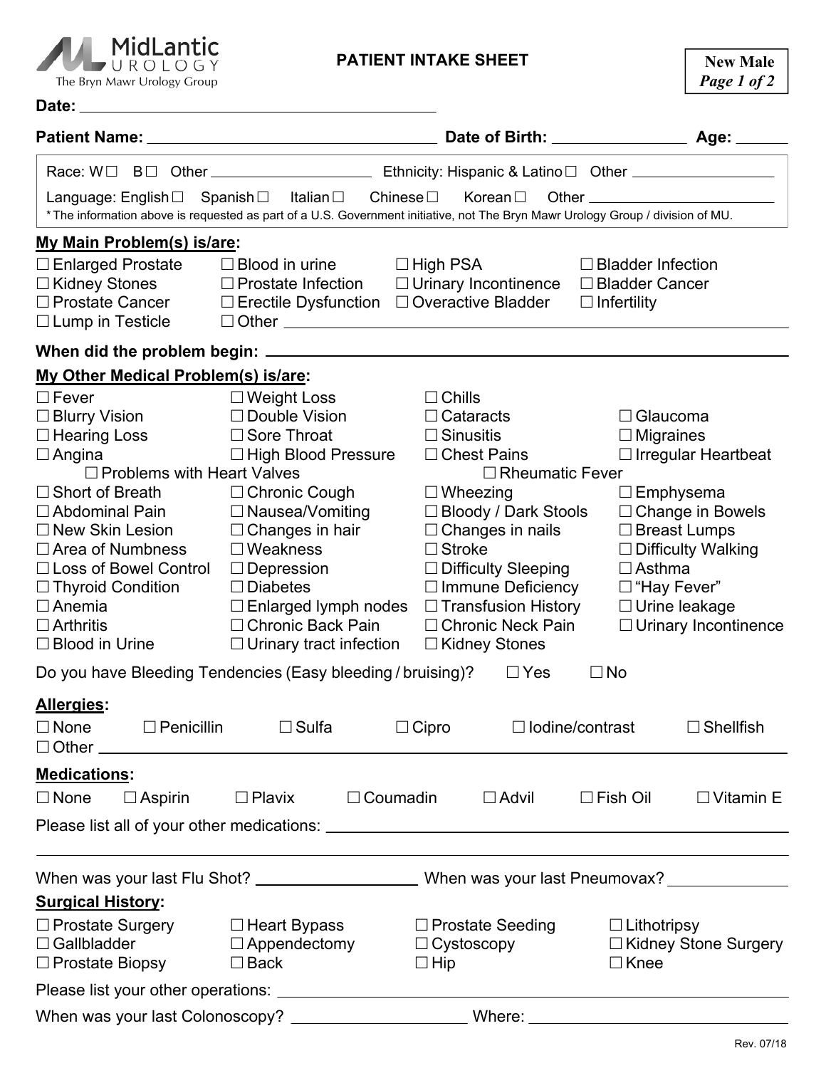MidLantic UROLOGY
The Bryn Mawr Urology Group

# PATIENT INTAKE SHEET

**New Male**
***Page 1 of 2***

**Date:** ______________________________

**Patient Name:** ______________________________ **Date of Birth:** ______________ **Age:** ______

Race: W☐ B☐ Other ________________ Ethnicity: Hispanic & Latino☐ Other ______________

Language: English☐ Spanish☐ Italian☐ Chinese☐ Korean☐ Other ________________

*The information above is requested as part of a U.S. Government initiative, not The Bryn Mawr Urology Group / division of MU.

## My Main Problem(s) is/are:

| | | | |
|---|---|---|---|
| ☐ Enlarged Prostate | ☐ Blood in urine | ☐ High PSA | ☐ Bladder Infection |
| ☐ Kidney Stones | ☐ Prostate Infection | ☐ Urinary Incontinence | ☐ Bladder Cancer |
| ☐ Prostate Cancer | ☐ Erectile Dysfunction | ☐ Overactive Bladder | ☐ Infertility |
| ☐ Lump in Testicle | ☐ Other ____________ | | |

**When did the problem begin:** ______________________________

## My Other Medical Problem(s) is/are:

| | | | |
|---|---|---|---|
| ☐ Fever | ☐ Weight Loss | ☐ Chills | |
| ☐ Blurry Vision | ☐ Double Vision | ☐ Cataracts | ☐ Glaucoma |
| ☐ Hearing Loss | ☐ Sore Throat | ☐ Sinusitis | ☐ Migraines |
| ☐ Angina | ☐ High Blood Pressure | ☐ Chest Pains | ☐ Irregular Heartbeat |
| ☐ Problems with Heart Valves | | ☐ Rheumatic Fever | |
| ☐ Short of Breath | ☐ Chronic Cough | ☐ Wheezing | ☐ Emphysema |
| ☐ Abdominal Pain | ☐ Nausea/Vomiting | ☐ Bloody / Dark Stools | ☐ Change in Bowels |
| ☐ New Skin Lesion | ☐ Changes in hair | ☐ Changes in nails | ☐ Breast Lumps |
| ☐ Area of Numbness | ☐ Weakness | ☐ Stroke | ☐ Difficulty Walking |
| ☐ Loss of Bowel Control | ☐ Depression | ☐ Difficulty Sleeping | ☐ Asthma |
| ☐ Thyroid Condition | ☐ Diabetes | ☐ Immune Deficiency | ☐ "Hay Fever" |
| ☐ Anemia | ☐ Enlarged lymph nodes | ☐ Transfusion History | ☐ Urine leakage |
| ☐ Arthritis | ☐ Chronic Back Pain | ☐ Chronic Neck Pain | ☐ Urinary Incontinence |
| ☐ Blood in Urine | ☐ Urinary tract infection | ☐ Kidney Stones | |

Do you have Bleeding Tendencies (Easy bleeding / bruising)? ☐ Yes ☐ No

## Allergies:

☐ None ☐ Penicillin ☐ Sulfa ☐ Cipro ☐ Iodine/contrast ☐ Shellfish
☐ Other ______________________________

## Medications:

☐ None ☐ Aspirin ☐ Plavix ☐ Coumadin ☐ Advil ☐ Fish Oil ☐ Vitamin E

Please list all of your other medications: ______________________________

______________________________

When was your last Flu Shot? ______________ When was your last Pneumovax? ______________

## Surgical History:

| | | | |
|---|---|---|---|
| ☐ Prostate Surgery | ☐ Heart Bypass | ☐ Prostate Seeding | ☐ Lithotripsy |
| ☐ Gallbladder | ☐ Appendectomy | ☐ Cystoscopy | ☐ Kidney Stone Surgery |
| ☐ Prostate Biopsy | ☐ Back | ☐ Hip | ☐ Knee |

Please list your other operations: ______________________________

When was your last Colonoscopy? ______________ Where: ______________

Rev. 07/18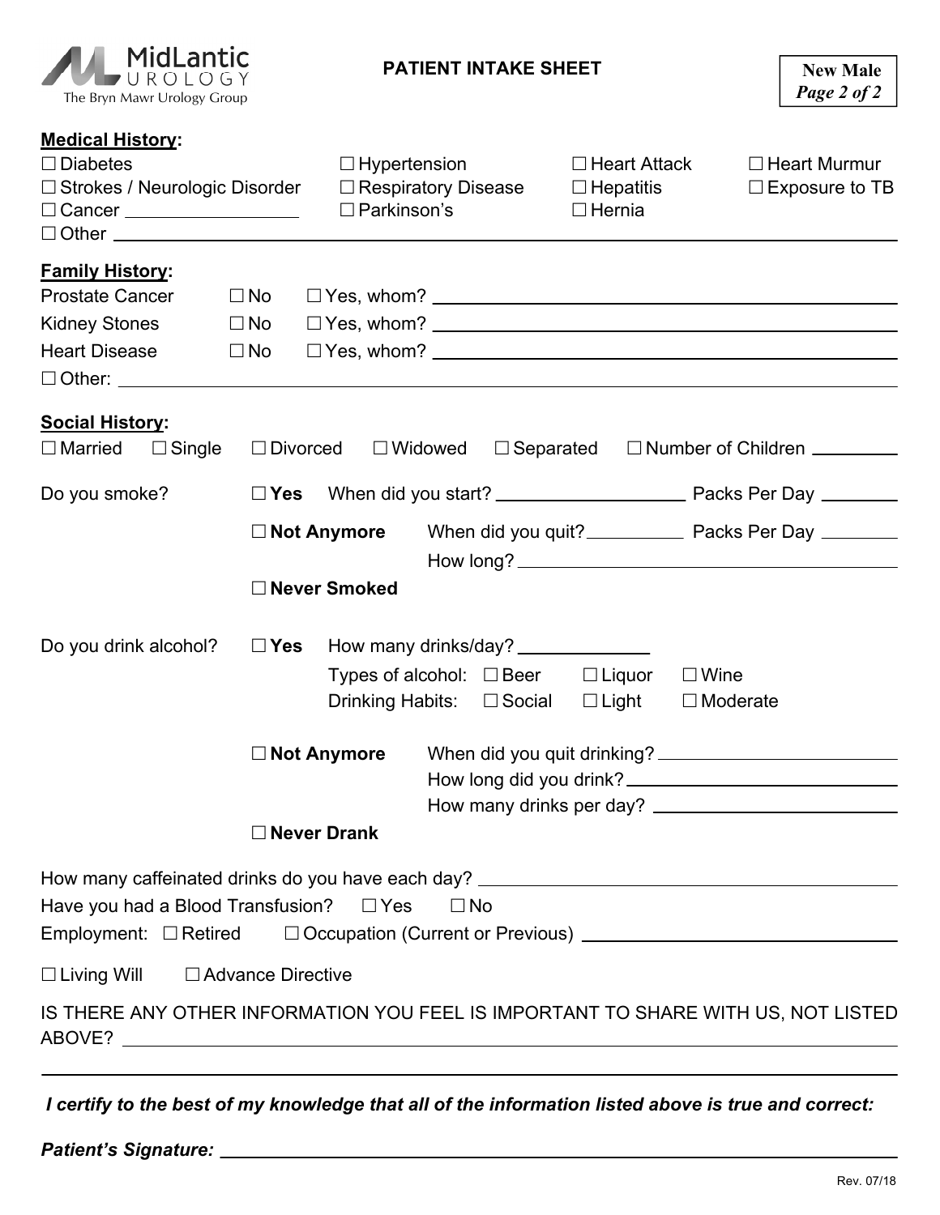MidLantic UROLOGY
The Bryn Mawr Urology Group

**PATIENT INTAKE SHEET**

**New Male**
***Page 2 of 2***

**Medical History:**

| | | | |
|---|---|---|---|
| ☐ Diabetes | ☐ Hypertension | ☐ Heart Attack | ☐ Heart Murmur |
| ☐ Strokes / Neurologic Disorder | ☐ Respiratory Disease | ☐ Hepatitis | ☐ Exposure to TB |
| ☐ Cancer ________________ | ☐ Parkinson's | ☐ Hernia | |

☐ Other ______________________________________________________________

**Family History:**

| | | |
|---|---|---|
| Prostate Cancer | ☐ No | ☐ Yes, whom? ____________________________ |
| Kidney Stones | ☐ No | ☐ Yes, whom? ____________________________ |
| Heart Disease | ☐ No | ☐ Yes, whom? ____________________________ |

☐ Other: ______________________________________________________________

**Social History:**

☐ Married ☐ Single ☐ Divorced ☐ Widowed ☐ Separated ☐ Number of Children ________

Do you smoke?

- ☐ **Yes** When did you start? ________________ Packs Per Day ________
- ☐ **Not Anymore** When did you quit? __________ Packs Per Day ________
  How long? ______________________________
- ☐ **Never Smoked**

Do you drink alcohol?

- ☐ **Yes** How many drinks/day? ____________
  Types of alcohol: ☐ Beer ☐ Liquor ☐ Wine
  Drinking Habits: ☐ Social ☐ Light ☐ Moderate
- ☐ **Not Anymore** When did you quit drinking? ____________________
  How long did you drink? ____________________
  How many drinks per day? ____________________
- ☐ **Never Drank**

How many caffeinated drinks do you have each day? ______________________________

Have you had a Blood Transfusion? ☐ Yes ☐ No

Employment: ☐ Retired ☐ Occupation (Current or Previous) ______________________________

☐ Living Will ☐ Advance Directive

IS THERE ANY OTHER INFORMATION YOU FEEL IS IMPORTANT TO SHARE WITH US, NOT LISTED ABOVE? ______________________________________________________________

______________________________________________________________

***I certify to the best of my knowledge that all of the information listed above is true and correct:***

***Patient's Signature:*** ______________________________________________________________

Rev. 07/18